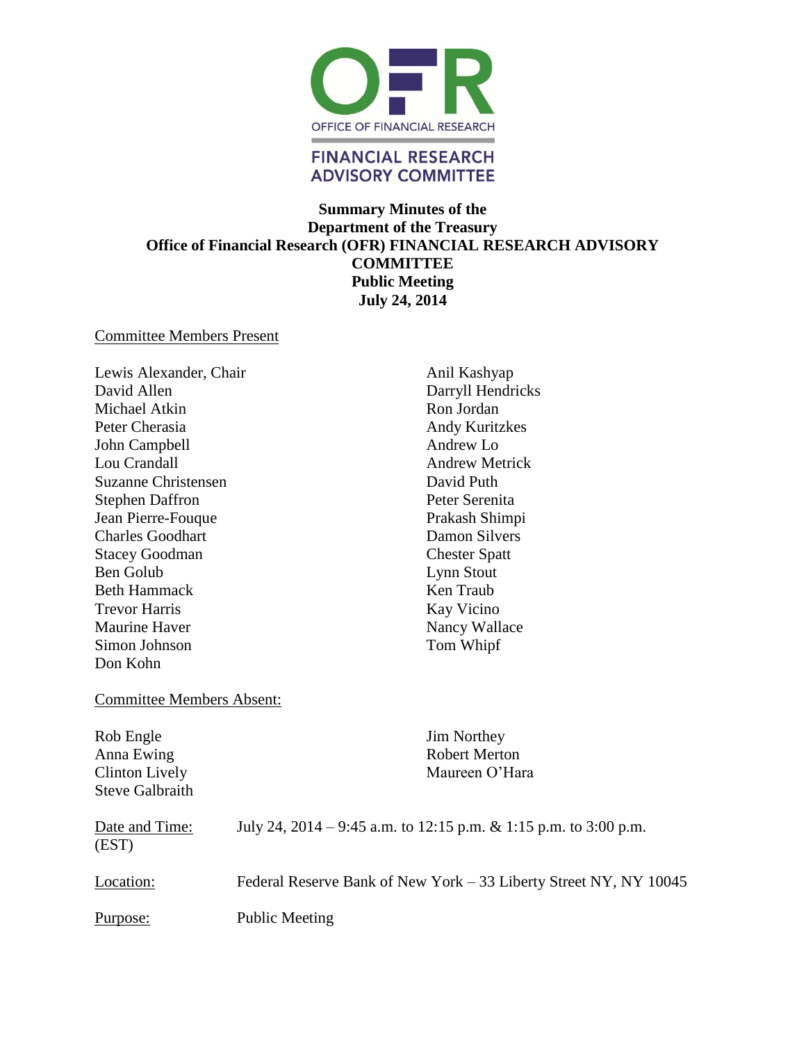OFFICE OF FINANCIAL RESEARCH

FINANCIAL RESEARCH ADVISORY COMMITTEE

**Summary Minutes of the**
**Department of the Treasury**
**Office of Financial Research (OFR) FINANCIAL RESEARCH ADVISORY COMMITTEE**
**Public Meeting**
**July 24, 2014**

Committee Members Present

Lewis Alexander, Chair
David Allen
Michael Atkin
Peter Cherasia
John Campbell
Lou Crandall
Suzanne Christensen
Stephen Daffron
Jean Pierre-Fouque
Charles Goodhart
Stacey Goodman
Ben Golub
Beth Hammack
Trevor Harris
Maurine Haver
Simon Johnson
Don Kohn
Anil Kashyap
Darryll Hendricks
Ron Jordan
Andy Kuritzkes
Andrew Lo
Andrew Metrick
David Puth
Peter Serenita
Prakash Shimpi
Damon Silvers
Chester Spatt
Lynn Stout
Ken Traub
Kay Vicino
Nancy Wallace
Tom Whipf

Committee Members Absent:

Rob Engle
Anna Ewing
Clinton Lively
Steve Galbraith
Jim Northey
Robert Merton
Maureen O'Hara

Date and Time: (EST) July 24, 2014 – 9:45 a.m. to 12:15 p.m. & 1:15 p.m. to 3:00 p.m.

Location: Federal Reserve Bank of New York – 33 Liberty Street NY, NY 10045

Purpose: Public Meeting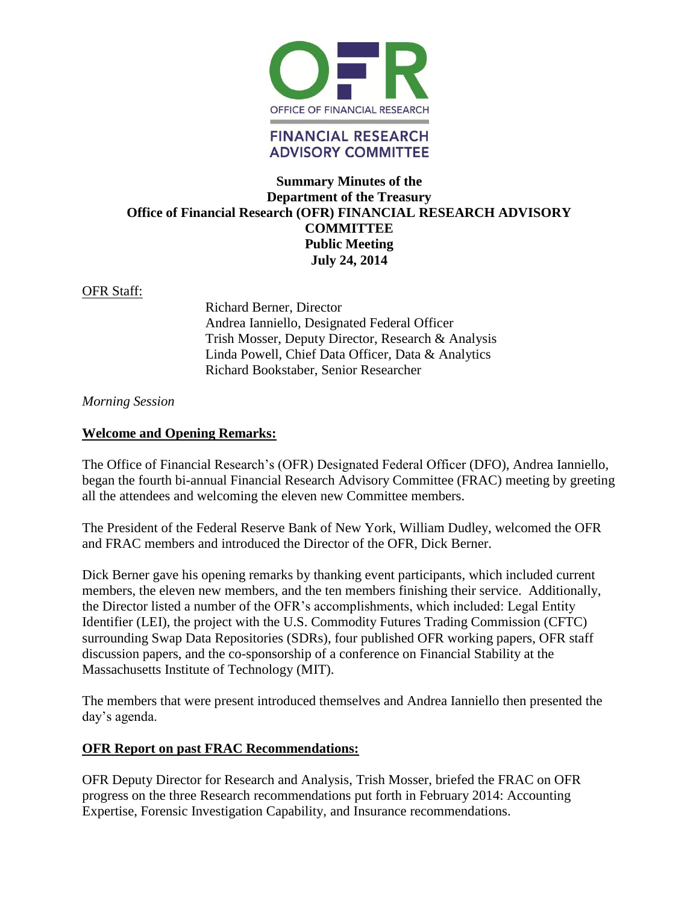# Summary Minutes of the Department of the Treasury Office of Financial Research (OFR) FINANCIAL RESEARCH ADVISORY COMMITTEE Public Meeting July 24, 2014

OFFICE OF FINANCIAL RESEARCH

FINANCIAL RESEARCH ADVISORY COMMITTEE

OFR Staff:

Richard Berner, Director
Andrea Ianniello, Designated Federal Officer
Trish Mosser, Deputy Director, Research & Analysis
Linda Powell, Chief Data Officer, Data & Analytics
Richard Bookstaber, Senior Researcher

*Morning Session*

## Welcome and Opening Remarks:

The Office of Financial Research's (OFR) Designated Federal Officer (DFO), Andrea Ianniello, began the fourth bi-annual Financial Research Advisory Committee (FRAC) meeting by greeting all the attendees and welcoming the eleven new Committee members.

The President of the Federal Reserve Bank of New York, William Dudley, welcomed the OFR and FRAC members and introduced the Director of the OFR, Dick Berner.

Dick Berner gave his opening remarks by thanking event participants, which included current members, the eleven new members, and the ten members finishing their service. Additionally, the Director listed a number of the OFR's accomplishments, which included: Legal Entity Identifier (LEI), the project with the U.S. Commodity Futures Trading Commission (CFTC) surrounding Swap Data Repositories (SDRs), four published OFR working papers, OFR staff discussion papers, and the co-sponsorship of a conference on Financial Stability at the Massachusetts Institute of Technology (MIT).

The members that were present introduced themselves and Andrea Ianniello then presented the day's agenda.

## OFR Report on past FRAC Recommendations:

OFR Deputy Director for Research and Analysis, Trish Mosser, briefed the FRAC on OFR progress on the three Research recommendations put forth in February 2014: Accounting Expertise, Forensic Investigation Capability, and Insurance recommendations.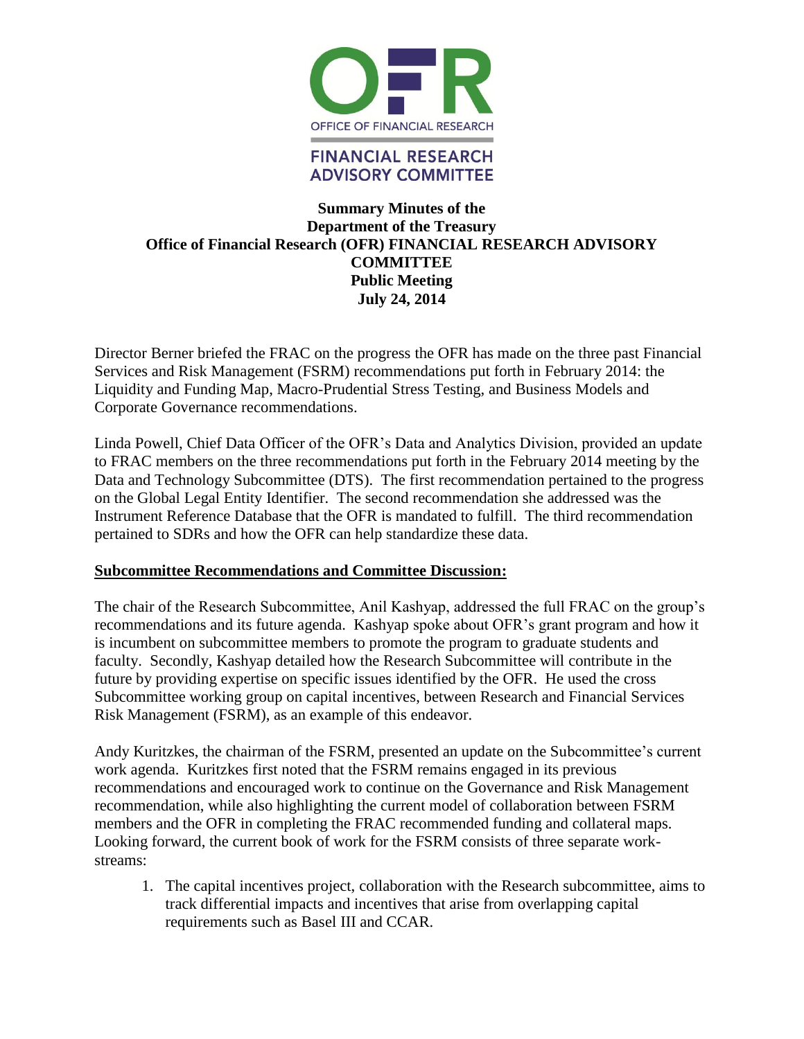OFFICE OF FINANCIAL RESEARCH

FINANCIAL RESEARCH ADVISORY COMMITTEE

**Summary Minutes of the**
**Department of the Treasury**
**Office of Financial Research (OFR) FINANCIAL RESEARCH ADVISORY COMMITTEE**
**Public Meeting**
**July 24, 2014**

Director Berner briefed the FRAC on the progress the OFR has made on the three past Financial Services and Risk Management (FSRM) recommendations put forth in February 2014: the Liquidity and Funding Map, Macro-Prudential Stress Testing, and Business Models and Corporate Governance recommendations.

Linda Powell, Chief Data Officer of the OFR's Data and Analytics Division, provided an update to FRAC members on the three recommendations put forth in the February 2014 meeting by the Data and Technology Subcommittee (DTS). The first recommendation pertained to the progress on the Global Legal Entity Identifier. The second recommendation she addressed was the Instrument Reference Database that the OFR is mandated to fulfill. The third recommendation pertained to SDRs and how the OFR can help standardize these data.

**<u>Subcommittee Recommendations and Committee Discussion:</u>**

The chair of the Research Subcommittee, Anil Kashyap, addressed the full FRAC on the group's recommendations and its future agenda. Kashyap spoke about OFR's grant program and how it is incumbent on subcommittee members to promote the program to graduate students and faculty. Secondly, Kashyap detailed how the Research Subcommittee will contribute in the future by providing expertise on specific issues identified by the OFR. He used the cross Subcommittee working group on capital incentives, between Research and Financial Services Risk Management (FSRM), as an example of this endeavor.

Andy Kuritzkes, the chairman of the FSRM, presented an update on the Subcommittee's current work agenda. Kuritzkes first noted that the FSRM remains engaged in its previous recommendations and encouraged work to continue on the Governance and Risk Management recommendation, while also highlighting the current model of collaboration between FSRM members and the OFR in completing the FRAC recommended funding and collateral maps. Looking forward, the current book of work for the FSRM consists of three separate work-streams:

1. The capital incentives project, collaboration with the Research subcommittee, aims to track differential impacts and incentives that arise from overlapping capital requirements such as Basel III and CCAR.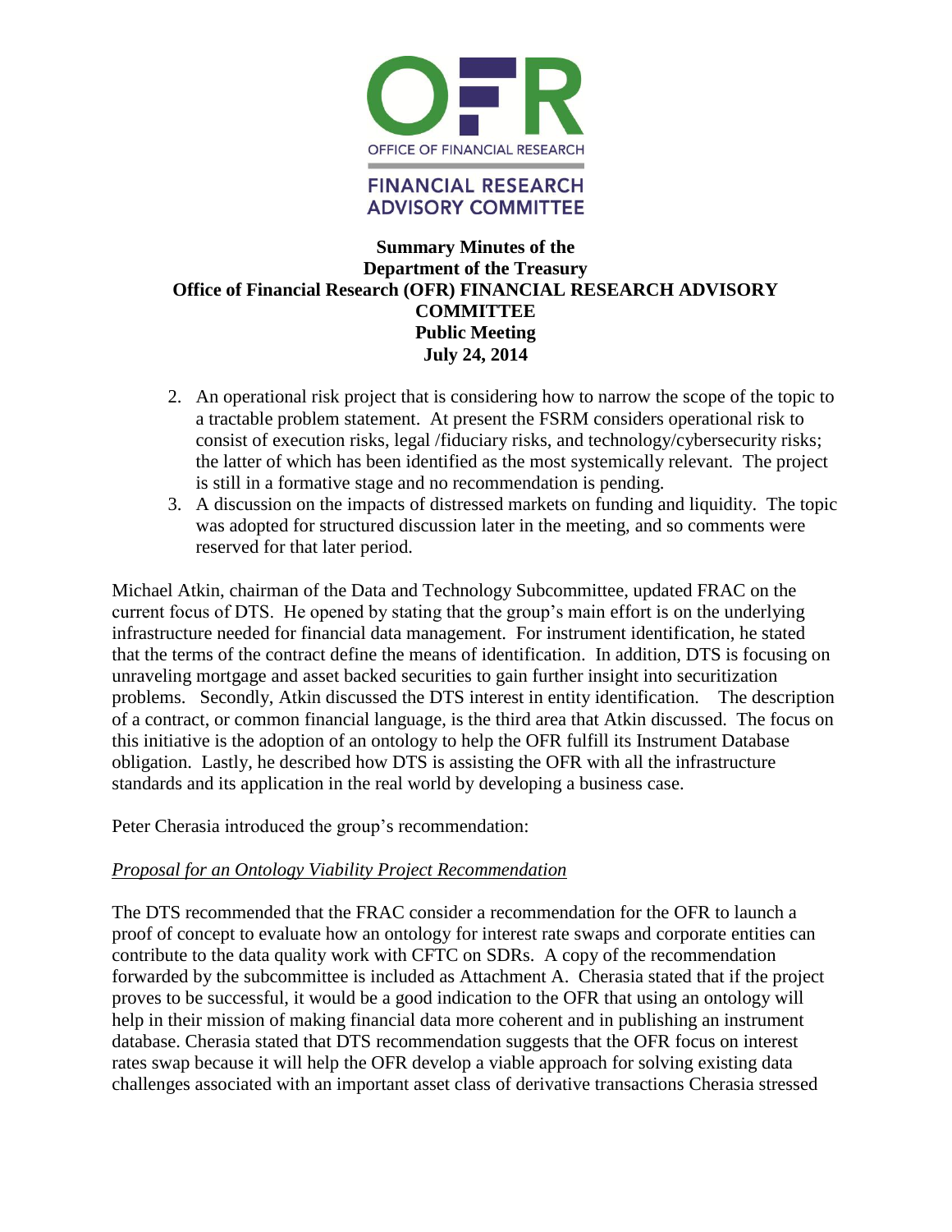2. An operational risk project that is considering how to narrow the scope of the topic to a tractable problem statement. At present the FSRM considers operational risk to consist of execution risks, legal /fiduciary risks, and technology/cybersecurity risks; the latter of which has been identified as the most systemically relevant. The project is still in a formative stage and no recommendation is pending.
3. A discussion on the impacts of distressed markets on funding and liquidity. The topic was adopted for structured discussion later in the meeting, and so comments were reserved for that later period.

Michael Atkin, chairman of the Data and Technology Subcommittee, updated FRAC on the current focus of DTS. He opened by stating that the group's main effort is on the underlying infrastructure needed for financial data management. For instrument identification, he stated that the terms of the contract define the means of identification. In addition, DTS is focusing on unraveling mortgage and asset backed securities to gain further insight into securitization problems. Secondly, Atkin discussed the DTS interest in entity identification. The description of a contract, or common financial language, is the third area that Atkin discussed. The focus on this initiative is the adoption of an ontology to help the OFR fulfill its Instrument Database obligation. Lastly, he described how DTS is assisting the OFR with all the infrastructure standards and its application in the real world by developing a business case.

Peter Cherasia introduced the group's recommendation:

*Proposal for an Ontology Viability Project Recommendation*

The DTS recommended that the FRAC consider a recommendation for the OFR to launch a proof of concept to evaluate how an ontology for interest rate swaps and corporate entities can contribute to the data quality work with CFTC on SDRs. A copy of the recommendation forwarded by the subcommittee is included as Attachment A. Cherasia stated that if the project proves to be successful, it would be a good indication to the OFR that using an ontology will help in their mission of making financial data more coherent and in publishing an instrument database. Cherasia stated that DTS recommendation suggests that the OFR focus on interest rates swap because it will help the OFR develop a viable approach for solving existing data challenges associated with an important asset class of derivative transactions Cherasia stressed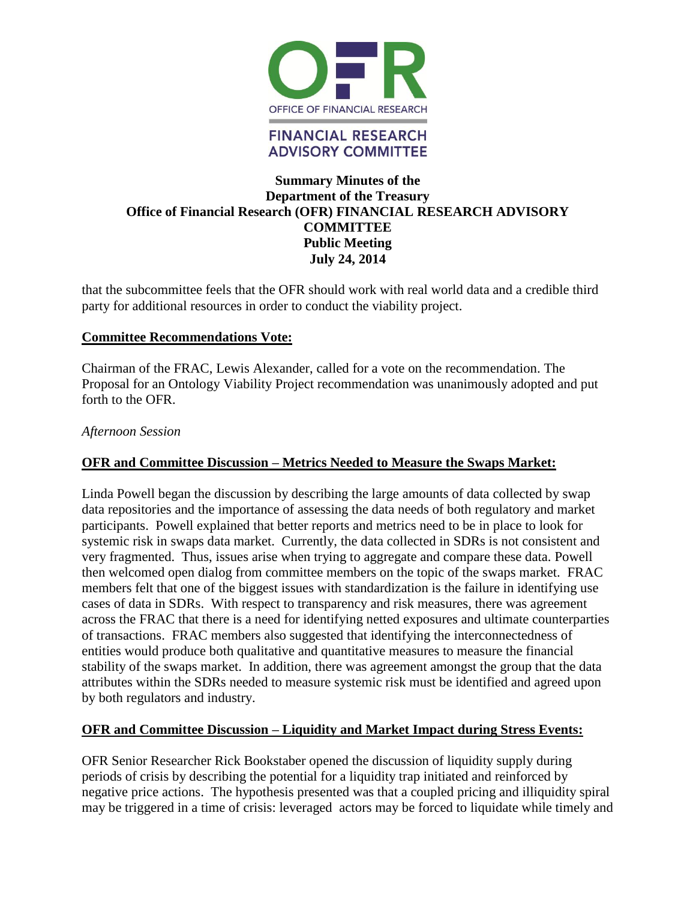that the subcommittee feels that the OFR should work with real world data and a credible third party for additional resources in order to conduct the viability project.

**Committee Recommendations Vote:**

Chairman of the FRAC, Lewis Alexander, called for a vote on the recommendation. The Proposal for an Ontology Viability Project recommendation was unanimously adopted and put forth to the OFR.

*Afternoon Session*

**OFR and Committee Discussion – Metrics Needed to Measure the Swaps Market:**

Linda Powell began the discussion by describing the large amounts of data collected by swap data repositories and the importance of assessing the data needs of both regulatory and market participants. Powell explained that better reports and metrics need to be in place to look for systemic risk in swaps data market. Currently, the data collected in SDRs is not consistent and very fragmented. Thus, issues arise when trying to aggregate and compare these data. Powell then welcomed open dialog from committee members on the topic of the swaps market. FRAC members felt that one of the biggest issues with standardization is the failure in identifying use cases of data in SDRs. With respect to transparency and risk measures, there was agreement across the FRAC that there is a need for identifying netted exposures and ultimate counterparties of transactions. FRAC members also suggested that identifying the interconnectedness of entities would produce both qualitative and quantitative measures to measure the financial stability of the swaps market. In addition, there was agreement amongst the group that the data attributes within the SDRs needed to measure systemic risk must be identified and agreed upon by both regulators and industry.

**OFR and Committee Discussion – Liquidity and Market Impact during Stress Events:**

OFR Senior Researcher Rick Bookstaber opened the discussion of liquidity supply during periods of crisis by describing the potential for a liquidity trap initiated and reinforced by negative price actions. The hypothesis presented was that a coupled pricing and illiquidity spiral may be triggered in a time of crisis: leveraged actors may be forced to liquidate while timely and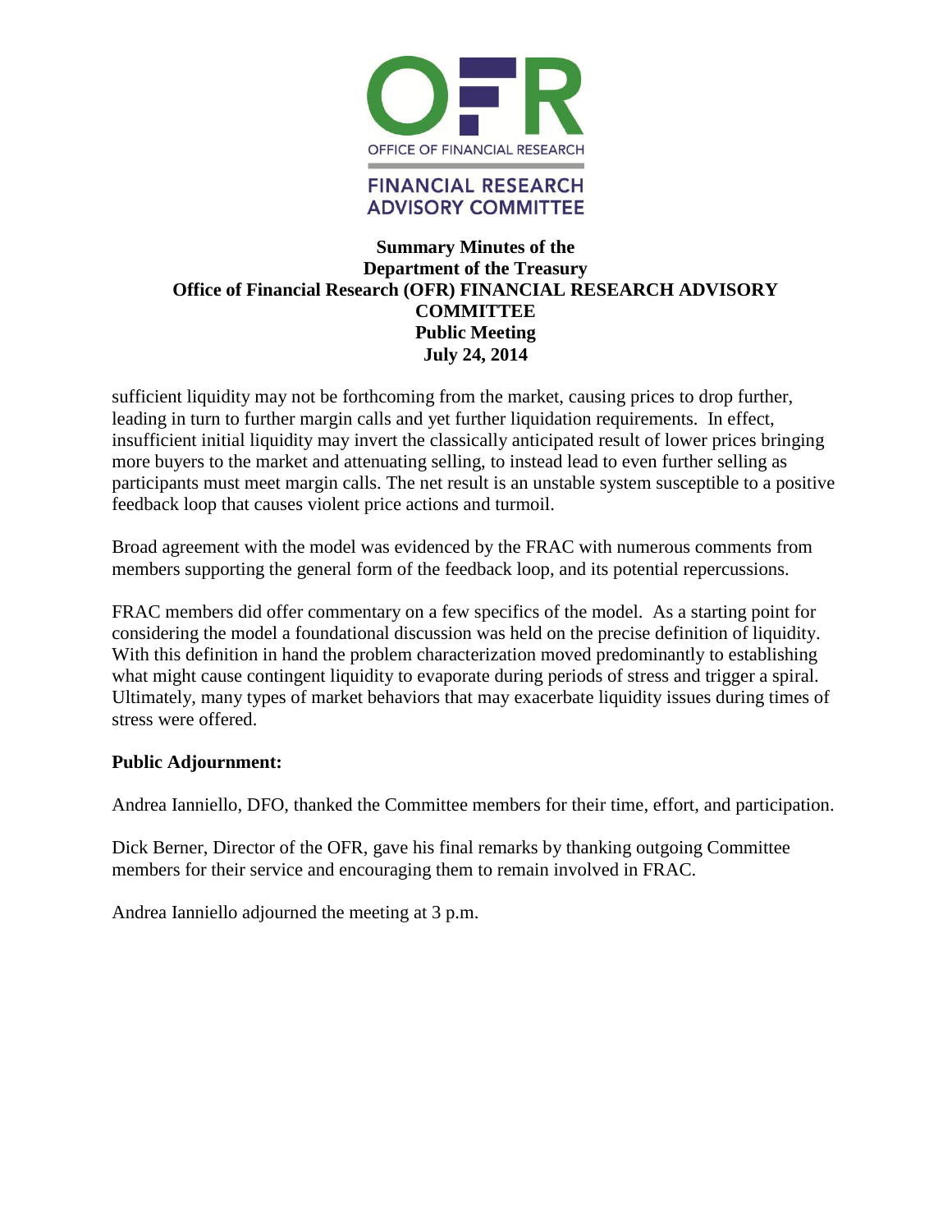sufficient liquidity may not be forthcoming from the market, causing prices to drop further, leading in turn to further margin calls and yet further liquidation requirements. In effect, insufficient initial liquidity may invert the classically anticipated result of lower prices bringing more buyers to the market and attenuating selling, to instead lead to even further selling as participants must meet margin calls. The net result is an unstable system susceptible to a positive feedback loop that causes violent price actions and turmoil.

Broad agreement with the model was evidenced by the FRAC with numerous comments from members supporting the general form of the feedback loop, and its potential repercussions.

FRAC members did offer commentary on a few specifics of the model. As a starting point for considering the model a foundational discussion was held on the precise definition of liquidity. With this definition in hand the problem characterization moved predominantly to establishing what might cause contingent liquidity to evaporate during periods of stress and trigger a spiral. Ultimately, many types of market behaviors that may exacerbate liquidity issues during times of stress were offered.

**Public Adjournment:**

Andrea Ianniello, DFO, thanked the Committee members for their time, effort, and participation.

Dick Berner, Director of the OFR, gave his final remarks by thanking outgoing Committee members for their service and encouraging them to remain involved in FRAC.

Andrea Ianniello adjourned the meeting at 3 p.m.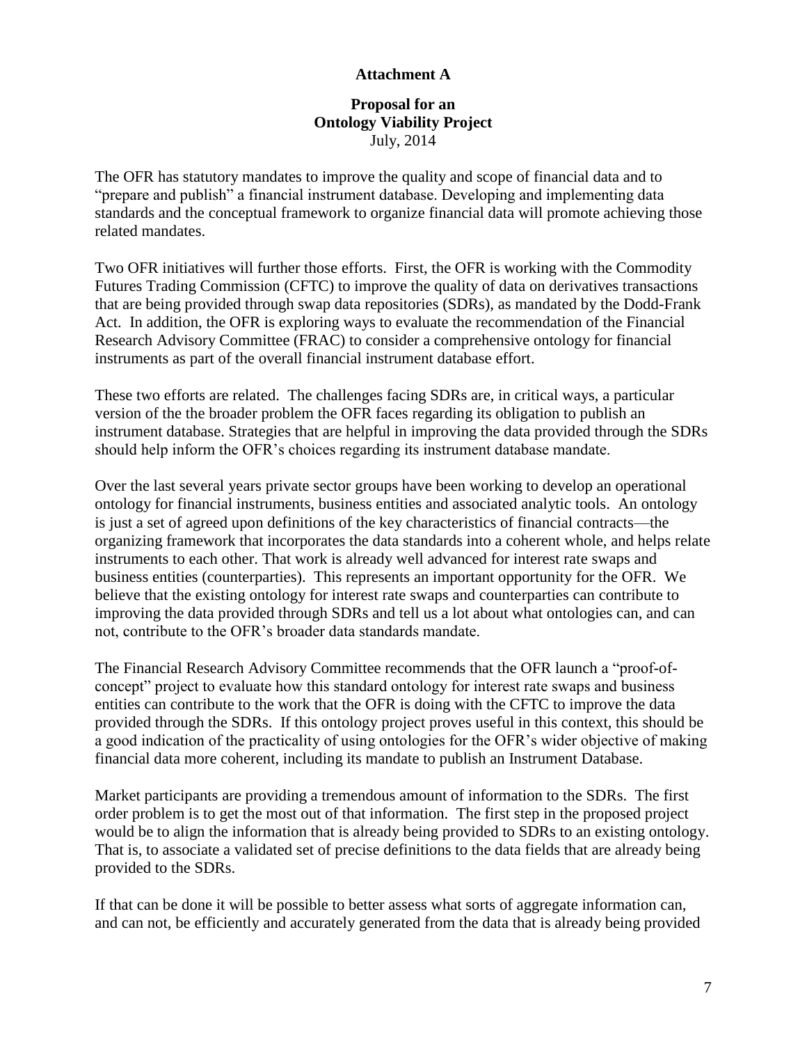**Attachment A**

**Proposal for an**
**Ontology Viability Project**
July, 2014

The OFR has statutory mandates to improve the quality and scope of financial data and to "prepare and publish" a financial instrument database. Developing and implementing data standards and the conceptual framework to organize financial data will promote achieving those related mandates.

Two OFR initiatives will further those efforts. First, the OFR is working with the Commodity Futures Trading Commission (CFTC) to improve the quality of data on derivatives transactions that are being provided through swap data repositories (SDRs), as mandated by the Dodd-Frank Act. In addition, the OFR is exploring ways to evaluate the recommendation of the Financial Research Advisory Committee (FRAC) to consider a comprehensive ontology for financial instruments as part of the overall financial instrument database effort.

These two efforts are related. The challenges facing SDRs are, in critical ways, a particular version of the the broader problem the OFR faces regarding its obligation to publish an instrument database. Strategies that are helpful in improving the data provided through the SDRs should help inform the OFR's choices regarding its instrument database mandate.

Over the last several years private sector groups have been working to develop an operational ontology for financial instruments, business entities and associated analytic tools. An ontology is just a set of agreed upon definitions of the key characteristics of financial contracts—the organizing framework that incorporates the data standards into a coherent whole, and helps relate instruments to each other. That work is already well advanced for interest rate swaps and business entities (counterparties). This represents an important opportunity for the OFR. We believe that the existing ontology for interest rate swaps and counterparties can contribute to improving the data provided through SDRs and tell us a lot about what ontologies can, and can not, contribute to the OFR's broader data standards mandate.

The Financial Research Advisory Committee recommends that the OFR launch a "proof-of-concept" project to evaluate how this standard ontology for interest rate swaps and business entities can contribute to the work that the OFR is doing with the CFTC to improve the data provided through the SDRs. If this ontology project proves useful in this context, this should be a good indication of the practicality of using ontologies for the OFR's wider objective of making financial data more coherent, including its mandate to publish an Instrument Database.

Market participants are providing a tremendous amount of information to the SDRs. The first order problem is to get the most out of that information. The first step in the proposed project would be to align the information that is already being provided to SDRs to an existing ontology. That is, to associate a validated set of precise definitions to the data fields that are already being provided to the SDRs.

If that can be done it will be possible to better assess what sorts of aggregate information can, and can not, be efficiently and accurately generated from the data that is already being provided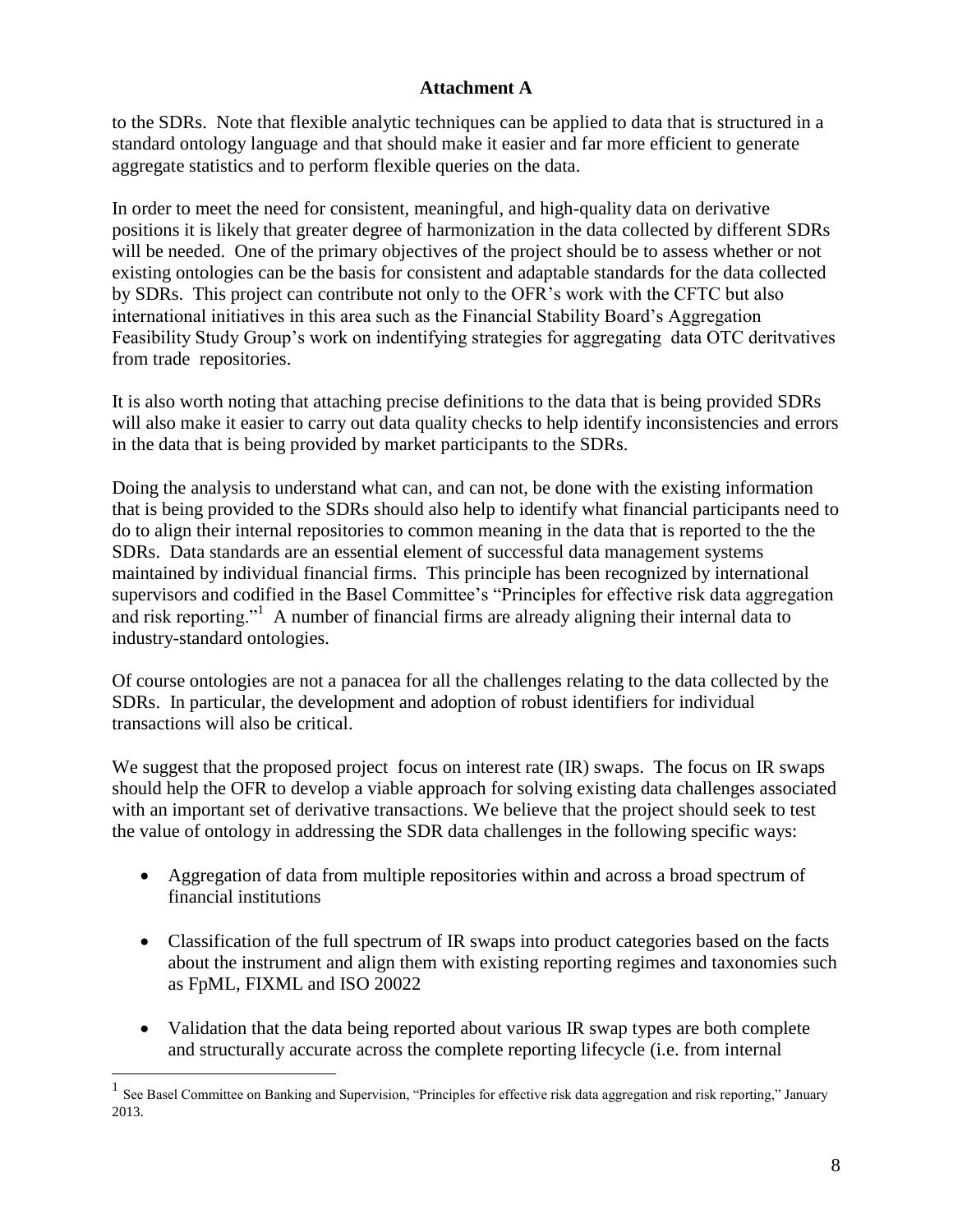**Attachment A**

to the SDRs. Note that flexible analytic techniques can be applied to data that is structured in a standard ontology language and that should make it easier and far more efficient to generate aggregate statistics and to perform flexible queries on the data.

In order to meet the need for consistent, meaningful, and high-quality data on derivative positions it is likely that greater degree of harmonization in the data collected by different SDRs will be needed. One of the primary objectives of the project should be to assess whether or not existing ontologies can be the basis for consistent and adaptable standards for the data collected by SDRs. This project can contribute not only to the OFR's work with the CFTC but also international initiatives in this area such as the Financial Stability Board's Aggregation Feasibility Study Group's work on indentifying strategies for aggregating data OTC deritvatives from trade repositories.

It is also worth noting that attaching precise definitions to the data that is being provided SDRs will also make it easier to carry out data quality checks to help identify inconsistencies and errors in the data that is being provided by market participants to the SDRs.

Doing the analysis to understand what can, and can not, be done with the existing information that is being provided to the SDRs should also help to identify what financial participants need to do to align their internal repositories to common meaning in the data that is reported to the the SDRs. Data standards are an essential element of successful data management systems maintained by individual financial firms. This principle has been recognized by international supervisors and codified in the Basel Committee's "Principles for effective risk data aggregation and risk reporting."[1] A number of financial firms are already aligning their internal data to industry-standard ontologies.

Of course ontologies are not a panacea for all the challenges relating to the data collected by the SDRs. In particular, the development and adoption of robust identifiers for individual transactions will also be critical.

We suggest that the proposed project focus on interest rate (IR) swaps. The focus on IR swaps should help the OFR to develop a viable approach for solving existing data challenges associated with an important set of derivative transactions. We believe that the project should seek to test the value of ontology in addressing the SDR data challenges in the following specific ways:

- Aggregation of data from multiple repositories within and across a broad spectrum of financial institutions
- Classification of the full spectrum of IR swaps into product categories based on the facts about the instrument and align them with existing reporting regimes and taxonomies such as FpML, FIXML and ISO 20022
- Validation that the data being reported about various IR swap types are both complete and structurally accurate across the complete reporting lifecycle (i.e. from internal

[1] See Basel Committee on Banking and Supervision, "Principles for effective risk data aggregation and risk reporting," January 2013.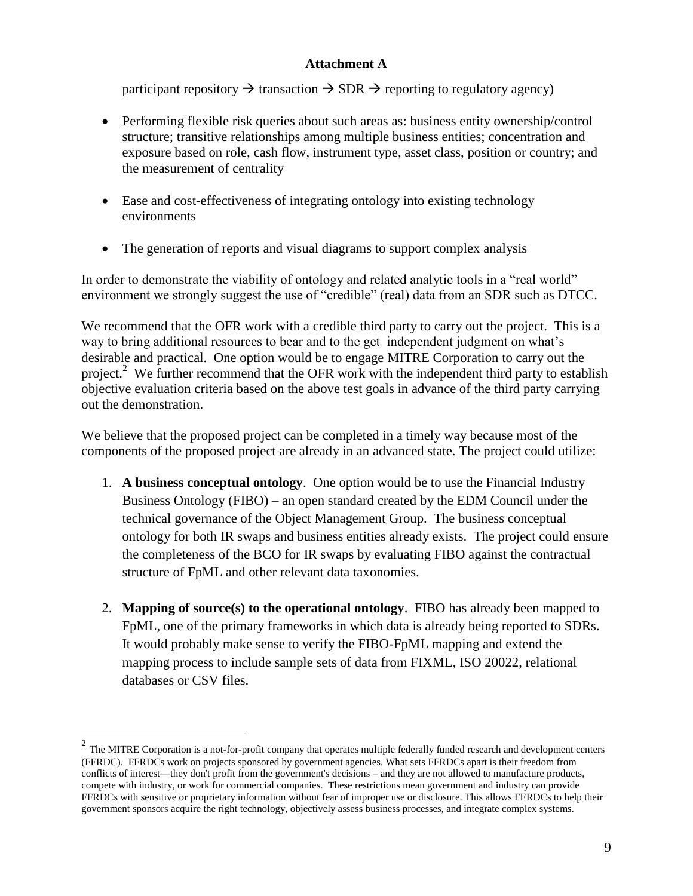**Attachment A**

participant repository → transaction → SDR → reporting to regulatory agency)

- Performing flexible risk queries about such areas as: business entity ownership/control structure; transitive relationships among multiple business entities; concentration and exposure based on role, cash flow, instrument type, asset class, position or country; and the measurement of centrality
- Ease and cost-effectiveness of integrating ontology into existing technology environments
- The generation of reports and visual diagrams to support complex analysis

In order to demonstrate the viability of ontology and related analytic tools in a "real world" environment we strongly suggest the use of "credible" (real) data from an SDR such as DTCC.

We recommend that the OFR work with a credible third party to carry out the project. This is a way to bring additional resources to bear and to the get independent judgment on what's desirable and practical. One option would be to engage MITRE Corporation to carry out the project.[2] We further recommend that the OFR work with the independent third party to establish objective evaluation criteria based on the above test goals in advance of the third party carrying out the demonstration.

We believe that the proposed project can be completed in a timely way because most of the components of the proposed project are already in an advanced state. The project could utilize:

1. **A business conceptual ontology**. One option would be to use the Financial Industry Business Ontology (FIBO) – an open standard created by the EDM Council under the technical governance of the Object Management Group. The business conceptual ontology for both IR swaps and business entities already exists. The project could ensure the completeness of the BCO for IR swaps by evaluating FIBO against the contractual structure of FpML and other relevant data taxonomies.

2. **Mapping of source(s) to the operational ontology**. FIBO has already been mapped to FpML, one of the primary frameworks in which data is already being reported to SDRs. It would probably make sense to verify the FIBO-FpML mapping and extend the mapping process to include sample sets of data from FIXML, ISO 20022, relational databases or CSV files.

---

[2] The MITRE Corporation is a not-for-profit company that operates multiple federally funded research and development centers (FFRDC). FFRDCs work on projects sponsored by government agencies. What sets FFRDCs apart is their freedom from conflicts of interest—they don't profit from the government's decisions – and they are not allowed to manufacture products, compete with industry, or work for commercial companies. These restrictions mean government and industry can provide FFRDCs with sensitive or proprietary information without fear of improper use or disclosure. This allows FFRDCs to help their government sponsors acquire the right technology, objectively assess business processes, and integrate complex systems.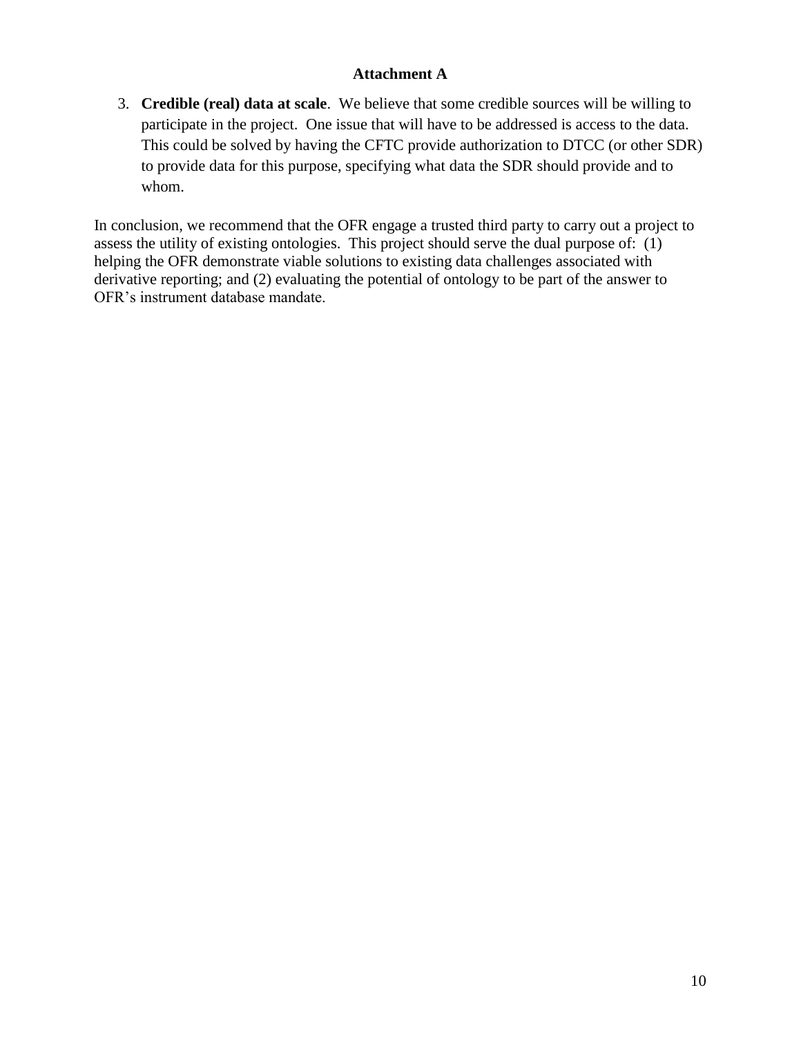**Attachment A**

3. **Credible (real) data at scale**. We believe that some credible sources will be willing to participate in the project. One issue that will have to be addressed is access to the data. This could be solved by having the CFTC provide authorization to DTCC (or other SDR) to provide data for this purpose, specifying what data the SDR should provide and to whom.

In conclusion, we recommend that the OFR engage a trusted third party to carry out a project to assess the utility of existing ontologies. This project should serve the dual purpose of: (1) helping the OFR demonstrate viable solutions to existing data challenges associated with derivative reporting; and (2) evaluating the potential of ontology to be part of the answer to OFR's instrument database mandate.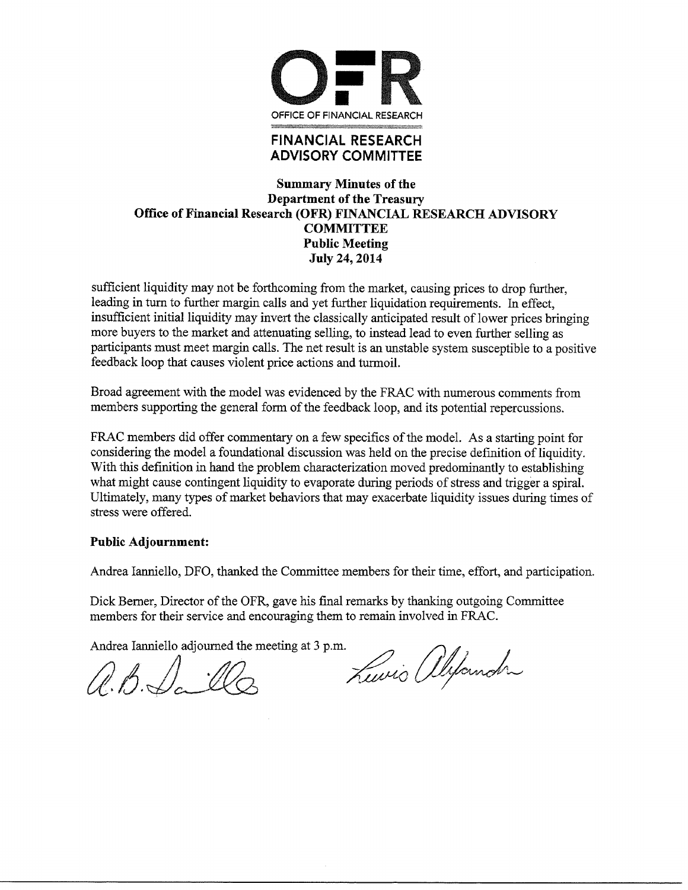OFR

OFFICE OF FINANCIAL RESEARCH

**FINANCIAL RESEARCH ADVISORY COMMITTEE**

**Summary Minutes of the Department of the Treasury Office of Financial Research (OFR) FINANCIAL RESEARCH ADVISORY COMMITTEE Public Meeting July 24, 2014**

sufficient liquidity may not be forthcoming from the market, causing prices to drop further, leading in turn to further margin calls and yet further liquidation requirements. In effect, insufficient initial liquidity may invert the classically anticipated result of lower prices bringing more buyers to the market and attenuating selling, to instead lead to even further selling as participants must meet margin calls. The net result is an unstable system susceptible to a positive feedback loop that causes violent price actions and turmoil.

Broad agreement with the model was evidenced by the FRAC with numerous comments from members supporting the general form of the feedback loop, and its potential repercussions.

FRAC members did offer commentary on a few specifics of the model. As a starting point for considering the model a foundational discussion was held on the precise definition of liquidity. With this definition in hand the problem characterization moved predominantly to establishing what might cause contingent liquidity to evaporate during periods of stress and trigger a spiral. Ultimately, many types of market behaviors that may exacerbate liquidity issues during times of stress were offered.

**Public Adjournment:**

Andrea Ianniello, DFO, thanked the Committee members for their time, effort, and participation.

Dick Berner, Director of the OFR, gave his final remarks by thanking outgoing Committee members for their service and encouraging them to remain involved in FRAC.

Andrea Ianniello adjourned the meeting at 3 p.m.